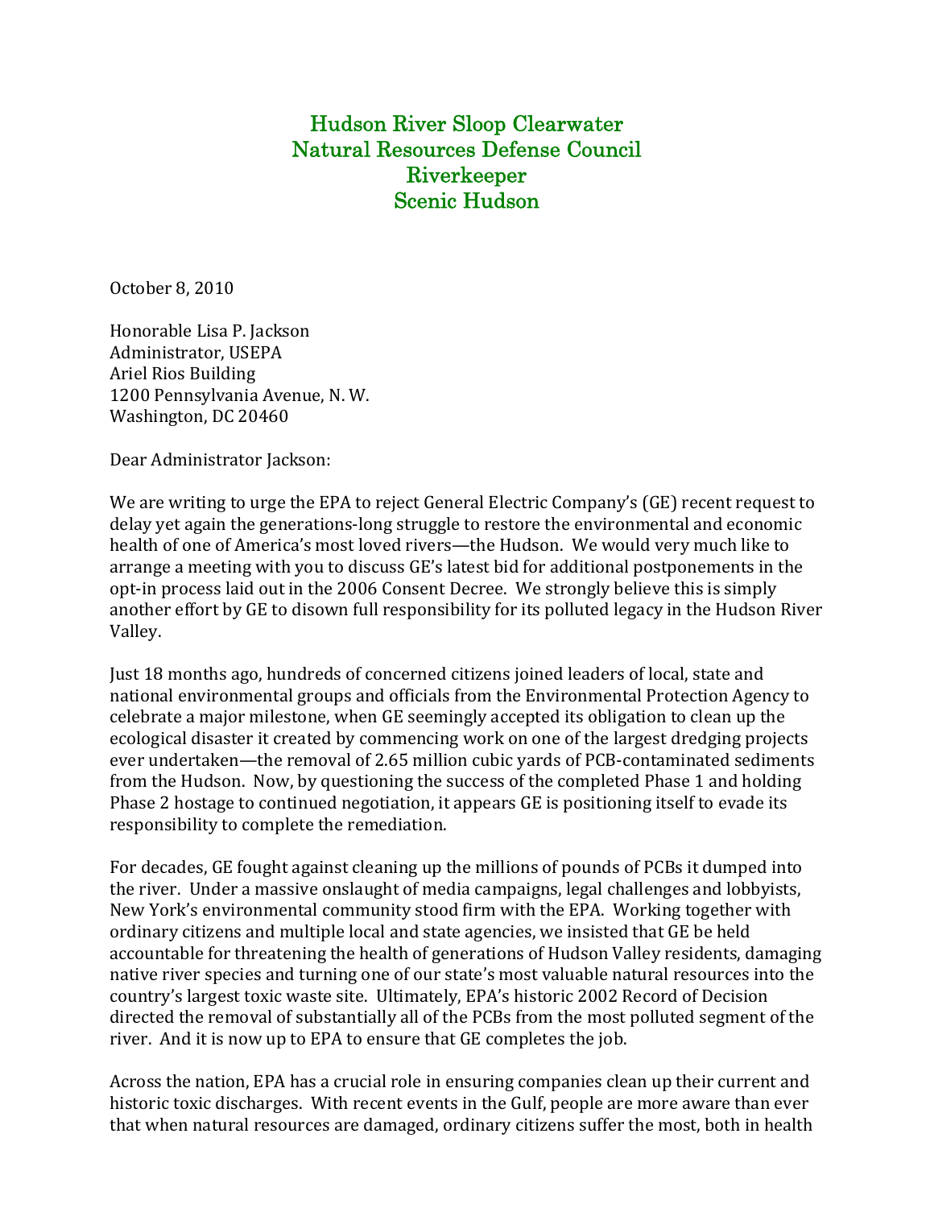**Hudson River Sloop Clearwater**
**Natural Resources Defense Council**
**Riverkeeper**
**Scenic Hudson**

October 8, 2010

Honorable Lisa P. Jackson
Administrator, USEPA
Ariel Rios Building
1200 Pennsylvania Avenue, N. W.
Washington, DC 20460

Dear Administrator Jackson:

We are writing to urge the EPA to reject General Electric Company's (GE) recent request to delay yet again the generations-long struggle to restore the environmental and economic health of one of America's most loved rivers—the Hudson. We would very much like to arrange a meeting with you to discuss GE's latest bid for additional postponements in the opt-in process laid out in the 2006 Consent Decree. We strongly believe this is simply another effort by GE to disown full responsibility for its polluted legacy in the Hudson River Valley.

Just 18 months ago, hundreds of concerned citizens joined leaders of local, state and national environmental groups and officials from the Environmental Protection Agency to celebrate a major milestone, when GE seemingly accepted its obligation to clean up the ecological disaster it created by commencing work on one of the largest dredging projects ever undertaken—the removal of 2.65 million cubic yards of PCB-contaminated sediments from the Hudson. Now, by questioning the success of the completed Phase 1 and holding Phase 2 hostage to continued negotiation, it appears GE is positioning itself to evade its responsibility to complete the remediation.

For decades, GE fought against cleaning up the millions of pounds of PCBs it dumped into the river. Under a massive onslaught of media campaigns, legal challenges and lobbyists, New York's environmental community stood firm with the EPA. Working together with ordinary citizens and multiple local and state agencies, we insisted that GE be held accountable for threatening the health of generations of Hudson Valley residents, damaging native river species and turning one of our state's most valuable natural resources into the country's largest toxic waste site. Ultimately, EPA's historic 2002 Record of Decision directed the removal of substantially all of the PCBs from the most polluted segment of the river. And it is now up to EPA to ensure that GE completes the job.

Across the nation, EPA has a crucial role in ensuring companies clean up their current and historic toxic discharges. With recent events in the Gulf, people are more aware than ever that when natural resources are damaged, ordinary citizens suffer the most, both in health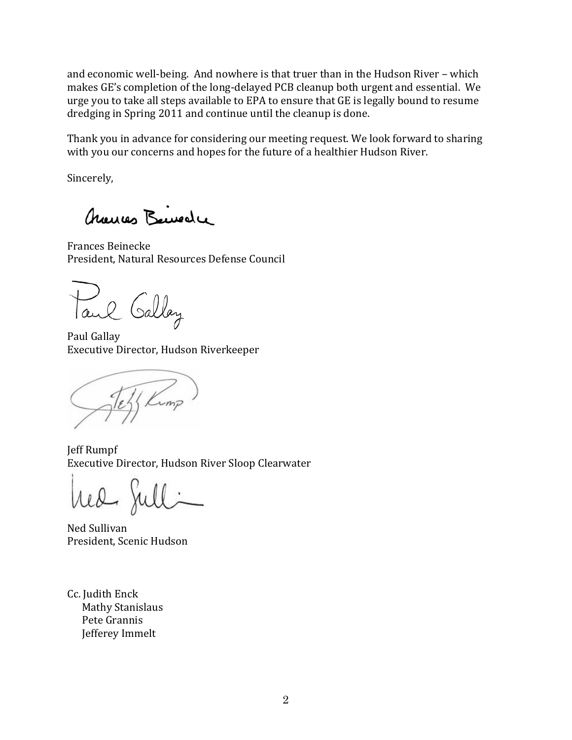and economic well-being. And nowhere is that truer than in the Hudson River – which makes GE's completion of the long-delayed PCB cleanup both urgent and essential. We urge you to take all steps available to EPA to ensure that GE is legally bound to resume dredging in Spring 2011 and continue until the cleanup is done.

Thank you in advance for considering our meeting request. We look forward to sharing with you our concerns and hopes for the future of a healthier Hudson River.

Sincerely,

Frances Beinecke
President, Natural Resources Defense Council

Paul Gallay
Executive Director, Hudson Riverkeeper

Jeff Rumpf
Executive Director, Hudson River Sloop Clearwater

Ned Sullivan
President, Scenic Hudson

Cc. Judith Enck
Mathy Stanislaus
Pete Grannis
Jefferey Immelt